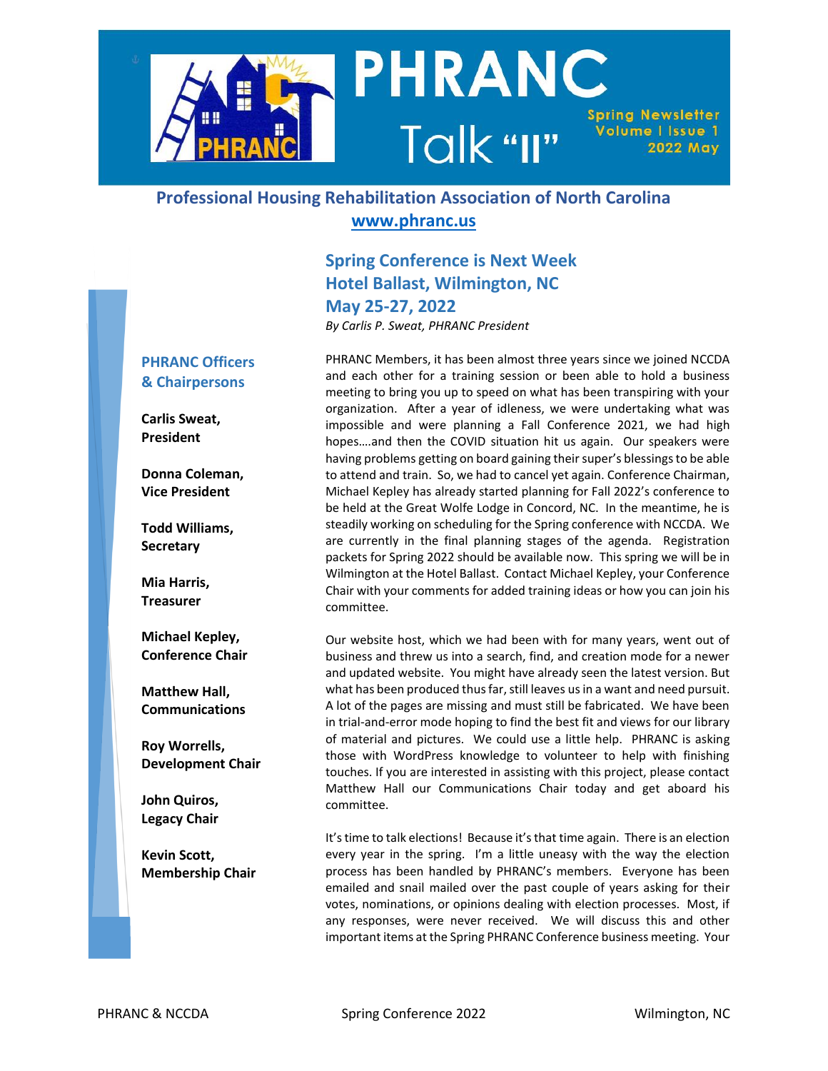# PHRANC Talk "II"

Spring Newsletter
Volume I Issue 1
2022 May

**Professional Housing Rehabilitation Association of North Carolina**
**www.phranc.us**

## Spring Conference is Next Week
## Hotel Ballast, Wilmington, NC
## May 25-27, 2022

*By Carlis P. Sweat, PHRANC President*

PHRANC Members, it has been almost three years since we joined NCCDA and each other for a training session or been able to hold a business meeting to bring you up to speed on what has been transpiring with your organization. After a year of idleness, we were undertaking what was impossible and were planning a Fall Conference 2021, we had high hopes….and then the COVID situation hit us again. Our speakers were having problems getting on board gaining their super's blessings to be able to attend and train. So, we had to cancel yet again. Conference Chairman, Michael Kepley has already started planning for Fall 2022's conference to be held at the Great Wolfe Lodge in Concord, NC. In the meantime, he is steadily working on scheduling for the Spring conference with NCCDA. We are currently in the final planning stages of the agenda. Registration packets for Spring 2022 should be available now. This spring we will be in Wilmington at the Hotel Ballast. Contact Michael Kepley, your Conference Chair with your comments for added training ideas or how you can join his committee.

Our website host, which we had been with for many years, went out of business and threw us into a search, find, and creation mode for a newer and updated website. You might have already seen the latest version. But what has been produced thus far, still leaves us in a want and need pursuit. A lot of the pages are missing and must still be fabricated. We have been in trial-and-error mode hoping to find the best fit and views for our library of material and pictures. We could use a little help. PHRANC is asking those with WordPress knowledge to volunteer to help with finishing touches. If you are interested in assisting with this project, please contact Matthew Hall our Communications Chair today and get aboard his committee.

It's time to talk elections! Because it's that time again. There is an election every year in the spring. I'm a little uneasy with the way the election process has been handled by PHRANC's members. Everyone has been emailed and snail mailed over the past couple of years asking for their votes, nominations, or opinions dealing with election processes. Most, if any responses, were never received. We will discuss this and other important items at the Spring PHRANC Conference business meeting. Your

### PHRANC Officers & Chairpersons

**Carlis Sweat, President**

**Donna Coleman, Vice President**

**Todd Williams, Secretary**

**Mia Harris, Treasurer**

**Michael Kepley, Conference Chair**

**Matthew Hall, Communications**

**Roy Worrells, Development Chair**

**John Quiros, Legacy Chair**

**Kevin Scott, Membership Chair**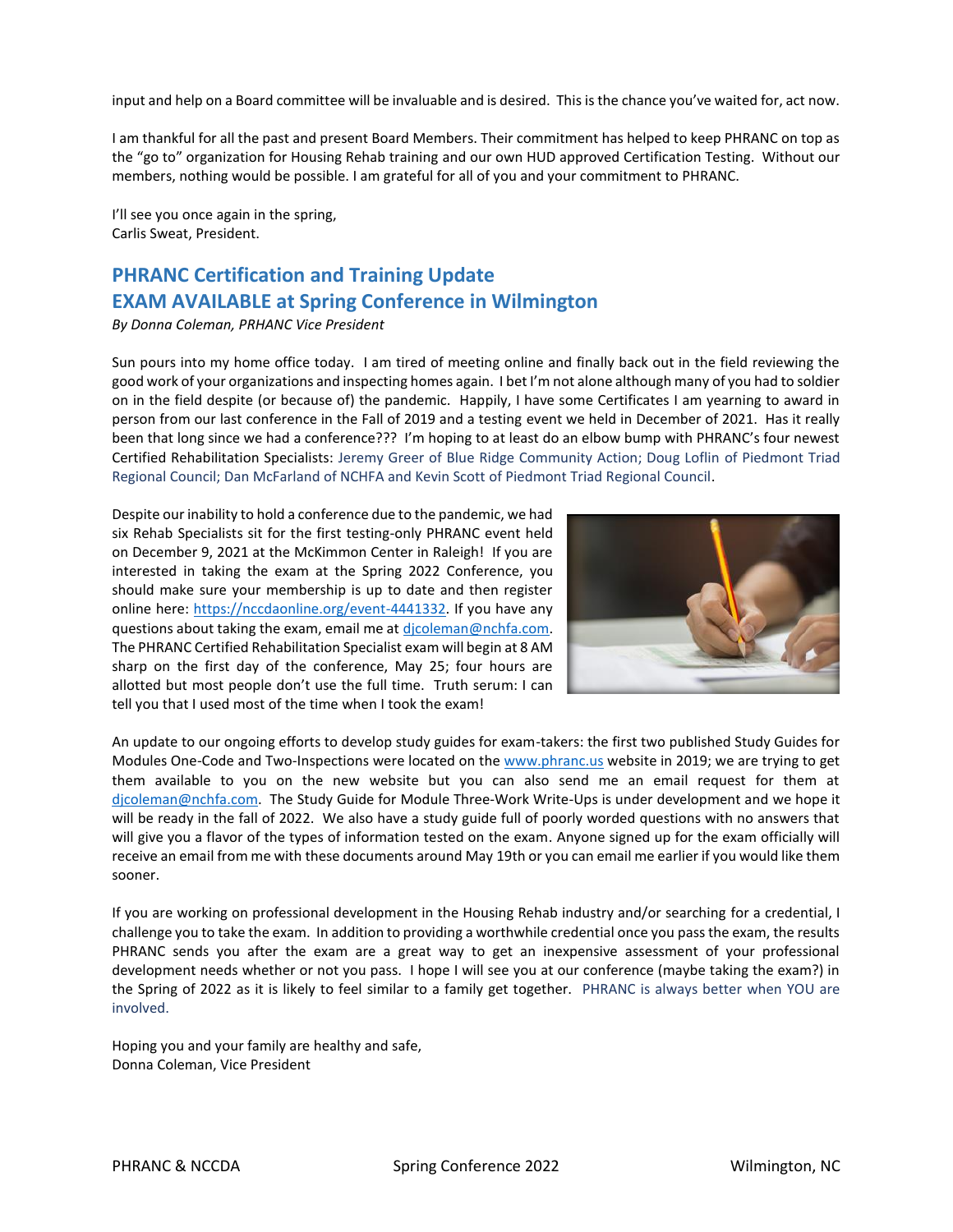input and help on a Board committee will be invaluable and is desired. This is the chance you've waited for, act now.

I am thankful for all the past and present Board Members. Their commitment has helped to keep PHRANC on top as the "go to" organization for Housing Rehab training and our own HUD approved Certification Testing. Without our members, nothing would be possible. I am grateful for all of you and your commitment to PHRANC.

I'll see you once again in the spring,
Carlis Sweat, President.

## PHRANC Certification and Training Update
## EXAM AVAILABLE at Spring Conference in Wilmington

*By Donna Coleman, PRHANC Vice President*

Sun pours into my home office today. I am tired of meeting online and finally back out in the field reviewing the good work of your organizations and inspecting homes again. I bet I'm not alone although many of you had to soldier on in the field despite (or because of) the pandemic. Happily, I have some Certificates I am yearning to award in person from our last conference in the Fall of 2019 and a testing event we held in December of 2021. Has it really been that long since we had a conference??? I'm hoping to at least do an elbow bump with PHRANC's four newest Certified Rehabilitation Specialists: Jeremy Greer of Blue Ridge Community Action; Doug Loflin of Piedmont Triad Regional Council; Dan McFarland of NCHFA and Kevin Scott of Piedmont Triad Regional Council.

Despite our inability to hold a conference due to the pandemic, we had six Rehab Specialists sit for the first testing-only PHRANC event held on December 9, 2021 at the McKimmon Center in Raleigh! If you are interested in taking the exam at the Spring 2022 Conference, you should make sure your membership is up to date and then register online here: https://nccdaonline.org/event-4441332. If you have any questions about taking the exam, email me at djcoleman@nchfa.com. The PHRANC Certified Rehabilitation Specialist exam will begin at 8 AM sharp on the first day of the conference, May 25; four hours are allotted but most people don't use the full time. Truth serum: I can tell you that I used most of the time when I took the exam!

An update to our ongoing efforts to develop study guides for exam-takers: the first two published Study Guides for Modules One-Code and Two-Inspections were located on the www.phranc.us website in 2019; we are trying to get them available to you on the new website but you can also send me an email request for them at djcoleman@nchfa.com. The Study Guide for Module Three-Work Write-Ups is under development and we hope it will be ready in the fall of 2022. We also have a study guide full of poorly worded questions with no answers that will give you a flavor of the types of information tested on the exam. Anyone signed up for the exam officially will receive an email from me with these documents around May 19th or you can email me earlier if you would like them sooner.

If you are working on professional development in the Housing Rehab industry and/or searching for a credential, I challenge you to take the exam. In addition to providing a worthwhile credential once you pass the exam, the results PHRANC sends you after the exam are a great way to get an inexpensive assessment of your professional development needs whether or not you pass. I hope I will see you at our conference (maybe taking the exam?) in the Spring of 2022 as it is likely to feel similar to a family get together. PHRANC is always better when YOU are involved.

Hoping you and your family are healthy and safe,
Donna Coleman, Vice President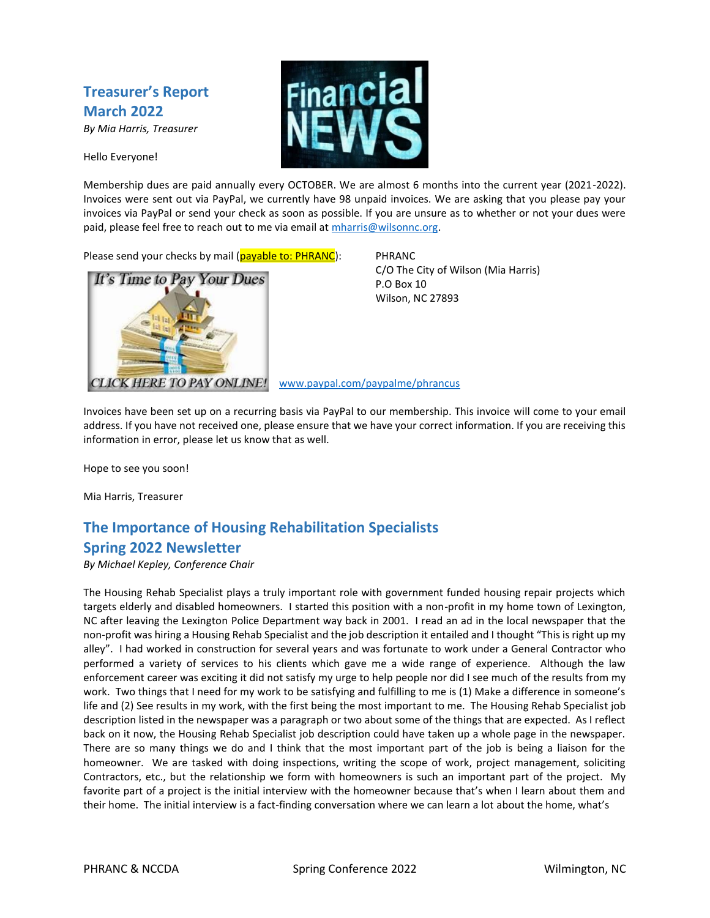## Treasurer's Report
## March 2022

*By Mia Harris, Treasurer*

Hello Everyone!

Membership dues are paid annually every OCTOBER. We are almost 6 months into the current year (2021-2022). Invoices were sent out via PayPal, we currently have 98 unpaid invoices. We are asking that you please pay your invoices via PayPal or send your check as soon as possible. If you are unsure as to whether or not your dues were paid, please feel free to reach out to me via email at mharris@wilsonnc.org.

Please send your checks by mail (payable to: PHRANC):

PHRANC
C/O The City of Wilson (Mia Harris)
P.O Box 10
Wilson, NC 27893

www.paypal.com/paypalme/phrancus

Invoices have been set up on a recurring basis via PayPal to our membership. This invoice will come to your email address. If you have not received one, please ensure that we have your correct information. If you are receiving this information in error, please let us know that as well.

Hope to see you soon!

Mia Harris, Treasurer

## The Importance of Housing Rehabilitation Specialists
## Spring 2022 Newsletter

*By Michael Kepley, Conference Chair*

The Housing Rehab Specialist plays a truly important role with government funded housing repair projects which targets elderly and disabled homeowners. I started this position with a non-profit in my home town of Lexington, NC after leaving the Lexington Police Department way back in 2001. I read an ad in the local newspaper that the non-profit was hiring a Housing Rehab Specialist and the job description it entailed and I thought "This is right up my alley". I had worked in construction for several years and was fortunate to work under a General Contractor who performed a variety of services to his clients which gave me a wide range of experience. Although the law enforcement career was exciting it did not satisfy my urge to help people nor did I see much of the results from my work. Two things that I need for my work to be satisfying and fulfilling to me is (1) Make a difference in someone's life and (2) See results in my work, with the first being the most important to me. The Housing Rehab Specialist job description listed in the newspaper was a paragraph or two about some of the things that are expected. As I reflect back on it now, the Housing Rehab Specialist job description could have taken up a whole page in the newspaper. There are so many things we do and I think that the most important part of the job is being a liaison for the homeowner. We are tasked with doing inspections, writing the scope of work, project management, soliciting Contractors, etc., but the relationship we form with homeowners is such an important part of the project. My favorite part of a project is the initial interview with the homeowner because that's when I learn about them and their home. The initial interview is a fact-finding conversation where we can learn a lot about the home, what's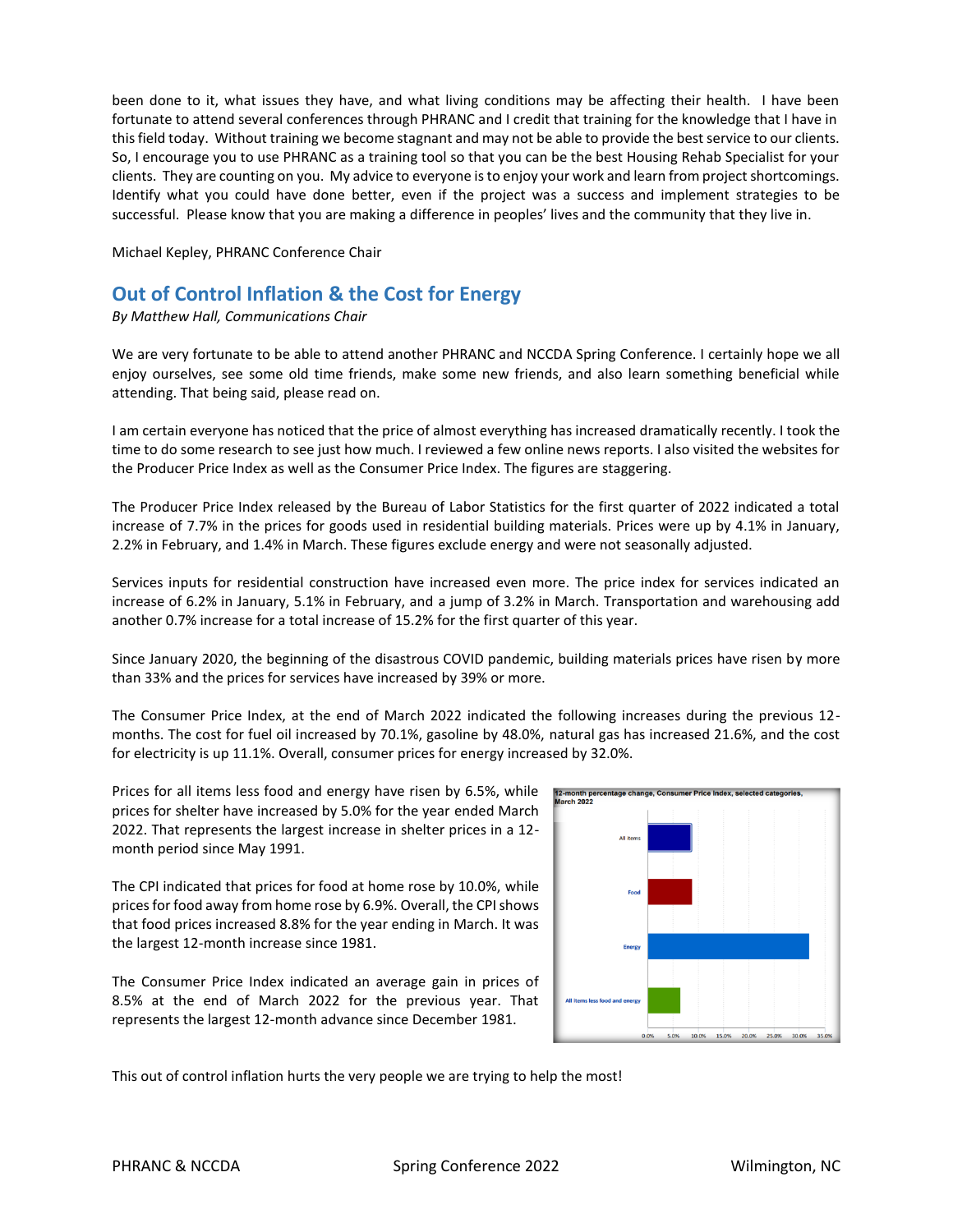been done to it, what issues they have, and what living conditions may be affecting their health. I have been fortunate to attend several conferences through PHRANC and I credit that training for the knowledge that I have in this field today. Without training we become stagnant and may not be able to provide the best service to our clients. So, I encourage you to use PHRANC as a training tool so that you can be the best Housing Rehab Specialist for your clients. They are counting on you. My advice to everyone is to enjoy your work and learn from project shortcomings. Identify what you could have done better, even if the project was a success and implement strategies to be successful. Please know that you are making a difference in peoples' lives and the community that they live in.

Michael Kepley, PHRANC Conference Chair

## Out of Control Inflation & the Cost for Energy

*By Matthew Hall, Communications Chair*

We are very fortunate to be able to attend another PHRANC and NCCDA Spring Conference. I certainly hope we all enjoy ourselves, see some old time friends, make some new friends, and also learn something beneficial while attending. That being said, please read on.

I am certain everyone has noticed that the price of almost everything has increased dramatically recently. I took the time to do some research to see just how much. I reviewed a few online news reports. I also visited the websites for the Producer Price Index as well as the Consumer Price Index. The figures are staggering.

The Producer Price Index released by the Bureau of Labor Statistics for the first quarter of 2022 indicated a total increase of 7.7% in the prices for goods used in residential building materials. Prices were up by 4.1% in January, 2.2% in February, and 1.4% in March. These figures exclude energy and were not seasonally adjusted.

Services inputs for residential construction have increased even more. The price index for services indicated an increase of 6.2% in January, 5.1% in February, and a jump of 3.2% in March. Transportation and warehousing add another 0.7% increase for a total increase of 15.2% for the first quarter of this year.

Since January 2020, the beginning of the disastrous COVID pandemic, building materials prices have risen by more than 33% and the prices for services have increased by 39% or more.

The Consumer Price Index, at the end of March 2022 indicated the following increases during the previous 12-months. The cost for fuel oil increased by 70.1%, gasoline by 48.0%, natural gas has increased 21.6%, and the cost for electricity is up 11.1%. Overall, consumer prices for energy increased by 32.0%.

Prices for all items less food and energy have risen by 6.5%, while prices for shelter have increased by 5.0% for the year ended March 2022. That represents the largest increase in shelter prices in a 12-month period since May 1991.

The CPI indicated that prices for food at home rose by 10.0%, while prices for food away from home rose by 6.9%. Overall, the CPI shows that food prices increased 8.8% for the year ending in March. It was the largest 12-month increase since 1981.

The Consumer Price Index indicated an average gain in prices of 8.5% at the end of March 2022 for the previous year. That represents the largest 12-month advance since December 1981.

12-month percentage change, Consumer Price Index, selected categories, March 2022

This out of control inflation hurts the very people we are trying to help the most!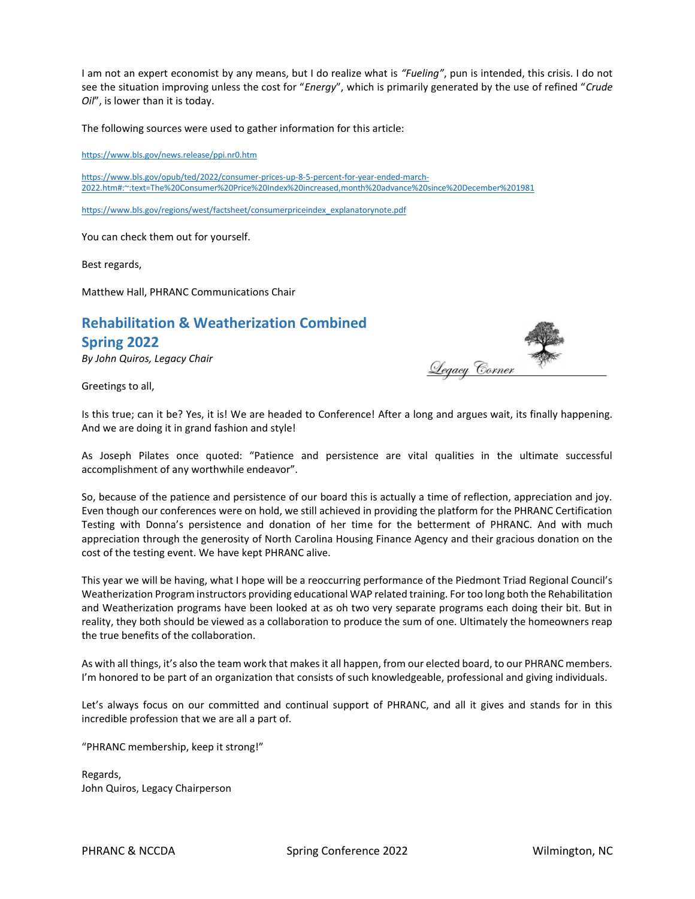I am not an expert economist by any means, but I do realize what is *"Fueling"*, pun is intended, this crisis. I do not see the situation improving unless the cost for "*Energy*", which is primarily generated by the use of refined "*Crude Oil*", is lower than it is today.

The following sources were used to gather information for this article:

https://www.bls.gov/news.release/ppi.nr0.htm

https://www.bls.gov/opub/ted/2022/consumer-prices-up-8-5-percent-for-year-ended-march-2022.htm#:~:text=The%20Consumer%20Price%20Index%20increased,month%20advance%20since%20December%201981

https://www.bls.gov/regions/west/factsheet/consumerpriceindex_explanatorynote.pdf

You can check them out for yourself.

Best regards,

Matthew Hall, PHRANC Communications Chair

## Rehabilitation & Weatherization Combined Spring 2022

*By John Quiros, Legacy Chair*

Legacy Corner

Greetings to all,

Is this true; can it be? Yes, it is! We are headed to Conference! After a long and argues wait, its finally happening. And we are doing it in grand fashion and style!

As Joseph Pilates once quoted: "Patience and persistence are vital qualities in the ultimate successful accomplishment of any worthwhile endeavor".

So, because of the patience and persistence of our board this is actually a time of reflection, appreciation and joy. Even though our conferences were on hold, we still achieved in providing the platform for the PHRANC Certification Testing with Donna's persistence and donation of her time for the betterment of PHRANC. And with much appreciation through the generosity of North Carolina Housing Finance Agency and their gracious donation on the cost of the testing event. We have kept PHRANC alive.

This year we will be having, what I hope will be a reoccurring performance of the Piedmont Triad Regional Council's Weatherization Program instructors providing educational WAP related training. For too long both the Rehabilitation and Weatherization programs have been looked at as oh two very separate programs each doing their bit. But in reality, they both should be viewed as a collaboration to produce the sum of one. Ultimately the homeowners reap the true benefits of the collaboration.

As with all things, it's also the team work that makes it all happen, from our elected board, to our PHRANC members. I'm honored to be part of an organization that consists of such knowledgeable, professional and giving individuals.

Let's always focus on our committed and continual support of PHRANC, and all it gives and stands for in this incredible profession that we are all a part of.

"PHRANC membership, keep it strong!"

Regards,
John Quiros, Legacy Chairperson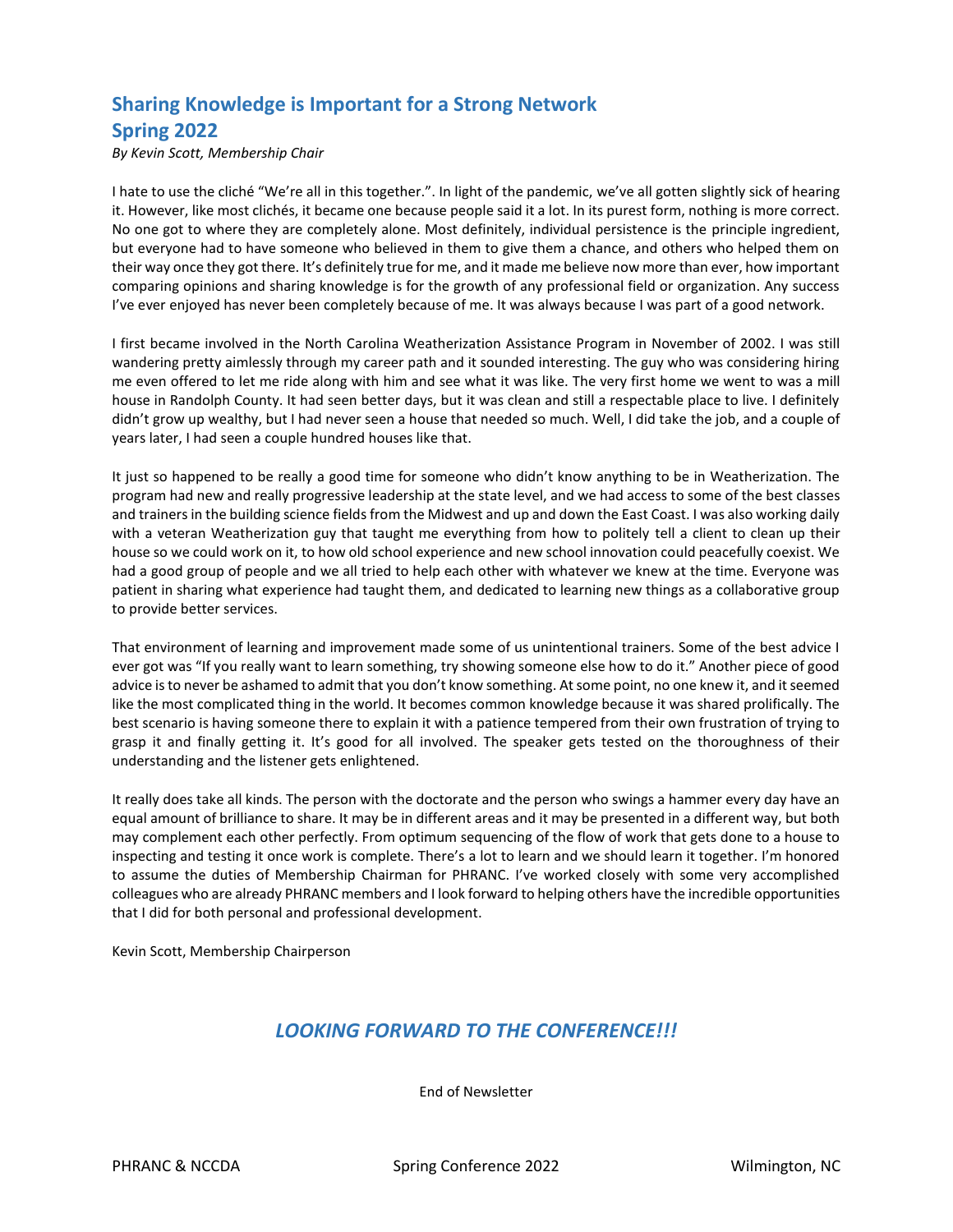## Sharing Knowledge is Important for a Strong Network
## Spring 2022

*By Kevin Scott, Membership Chair*

I hate to use the cliché "We're all in this together.". In light of the pandemic, we've all gotten slightly sick of hearing it. However, like most clichés, it became one because people said it a lot. In its purest form, nothing is more correct. No one got to where they are completely alone. Most definitely, individual persistence is the principle ingredient, but everyone had to have someone who believed in them to give them a chance, and others who helped them on their way once they got there. It's definitely true for me, and it made me believe now more than ever, how important comparing opinions and sharing knowledge is for the growth of any professional field or organization. Any success I've ever enjoyed has never been completely because of me. It was always because I was part of a good network.

I first became involved in the North Carolina Weatherization Assistance Program in November of 2002. I was still wandering pretty aimlessly through my career path and it sounded interesting. The guy who was considering hiring me even offered to let me ride along with him and see what it was like. The very first home we went to was a mill house in Randolph County. It had seen better days, but it was clean and still a respectable place to live. I definitely didn't grow up wealthy, but I had never seen a house that needed so much. Well, I did take the job, and a couple of years later, I had seen a couple hundred houses like that.

It just so happened to be really a good time for someone who didn't know anything to be in Weatherization. The program had new and really progressive leadership at the state level, and we had access to some of the best classes and trainers in the building science fields from the Midwest and up and down the East Coast. I was also working daily with a veteran Weatherization guy that taught me everything from how to politely tell a client to clean up their house so we could work on it, to how old school experience and new school innovation could peacefully coexist. We had a good group of people and we all tried to help each other with whatever we knew at the time. Everyone was patient in sharing what experience had taught them, and dedicated to learning new things as a collaborative group to provide better services.

That environment of learning and improvement made some of us unintentional trainers. Some of the best advice I ever got was "If you really want to learn something, try showing someone else how to do it." Another piece of good advice is to never be ashamed to admit that you don't know something. At some point, no one knew it, and it seemed like the most complicated thing in the world. It becomes common knowledge because it was shared prolifically. The best scenario is having someone there to explain it with a patience tempered from their own frustration of trying to grasp it and finally getting it. It's good for all involved. The speaker gets tested on the thoroughness of their understanding and the listener gets enlightened.

It really does take all kinds. The person with the doctorate and the person who swings a hammer every day have an equal amount of brilliance to share. It may be in different areas and it may be presented in a different way, but both may complement each other perfectly. From optimum sequencing of the flow of work that gets done to a house to inspecting and testing it once work is complete. There's a lot to learn and we should learn it together. I'm honored to assume the duties of Membership Chairman for PHRANC. I've worked closely with some very accomplished colleagues who are already PHRANC members and I look forward to helping others have the incredible opportunities that I did for both personal and professional development.

Kevin Scott, Membership Chairperson

***LOOKING FORWARD TO THE CONFERENCE!!!***

End of Newsletter